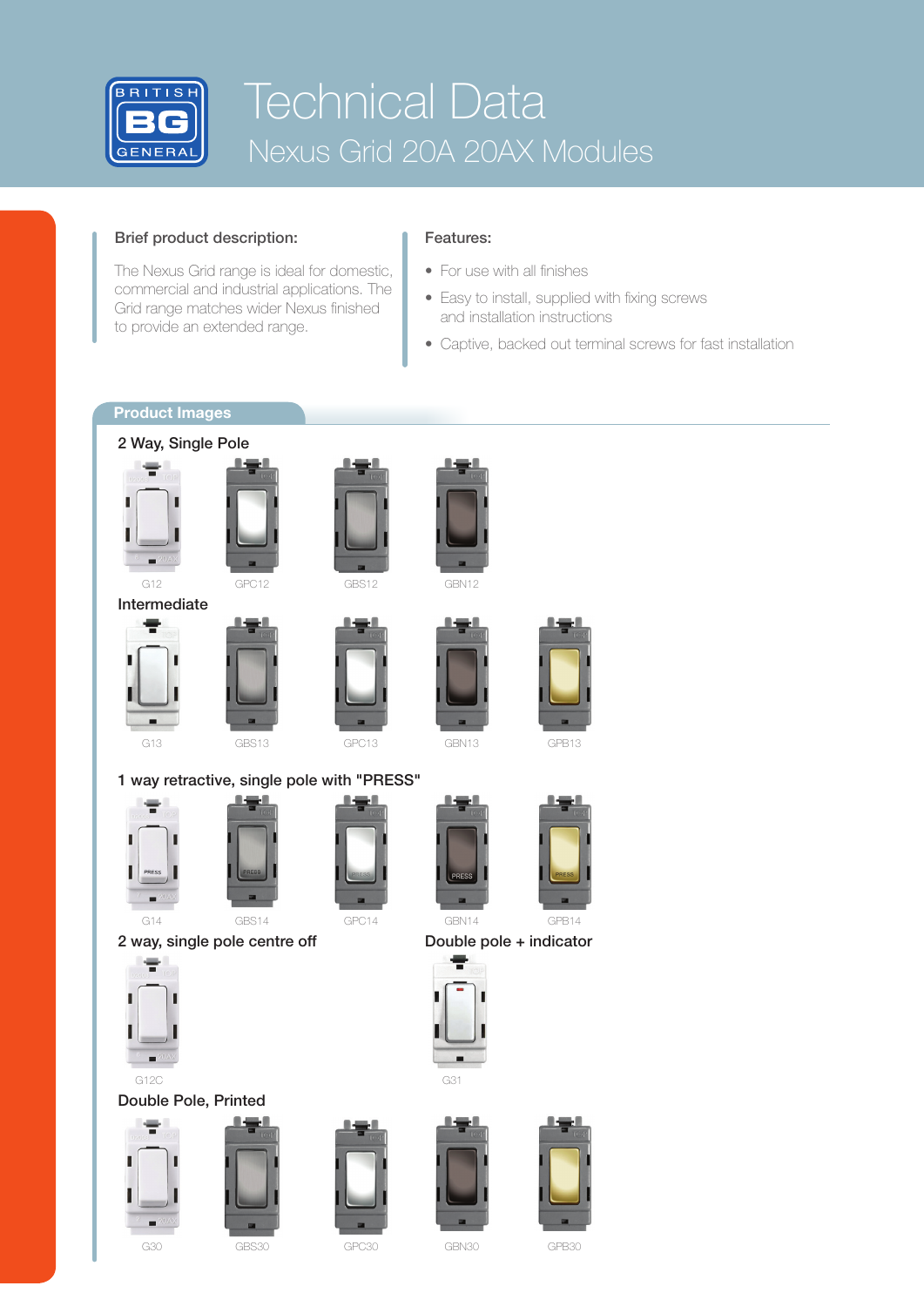# Technical Data

## Nexus Grid 20A 20AX Modules

### Brief product description:

The Nexus Grid range is ideal for domestic, commercial and industrial applications. The Grid range matches wider Nexus finished to provide an extended range.

### Features:

- For use with all finishes
- Easy to install, supplied with fixing screws and installation instructions
- Captive, backed out terminal screws for fast installation

## Product Images

### 2 Way, Single Pole

G12 GPC12 GBS12 GBN12

### Intermediate

G13 GBS13 GPC13 GBN13 GPB13

### 1 way retractive, single pole with "PRESS"

G14 GBS14 GPC14 GBN14 GPB14

### 2 way, single pole centre off

G12C

### Double pole + indicator

G31

### Double Pole, Printed

G30 GBS30 GPC30 GBN30 GPB30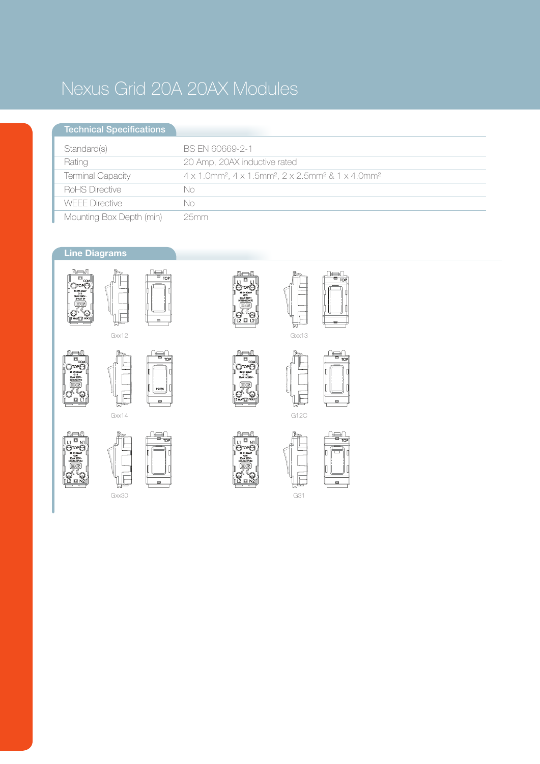# Nexus Grid 20A 20AX Modules

## Technical Specifications

| | |
|---|---|
| Standard(s) | BS EN 60669-2-1 |
| Rating | 20 Amp, 20AX inductive rated |
| Terminal Capacity | 4 x 1.0mm², 4 x 1.5mm², 2 x 2.5mm² & 1 x 4.0mm² |
| RoHS Directive | No |
| WEEE Directive | No |
| Mounting Box Depth (min) | 25mm |

## Line Diagrams

Gxx12

Gxx13

Gxx14

G12C

Gxx30

G31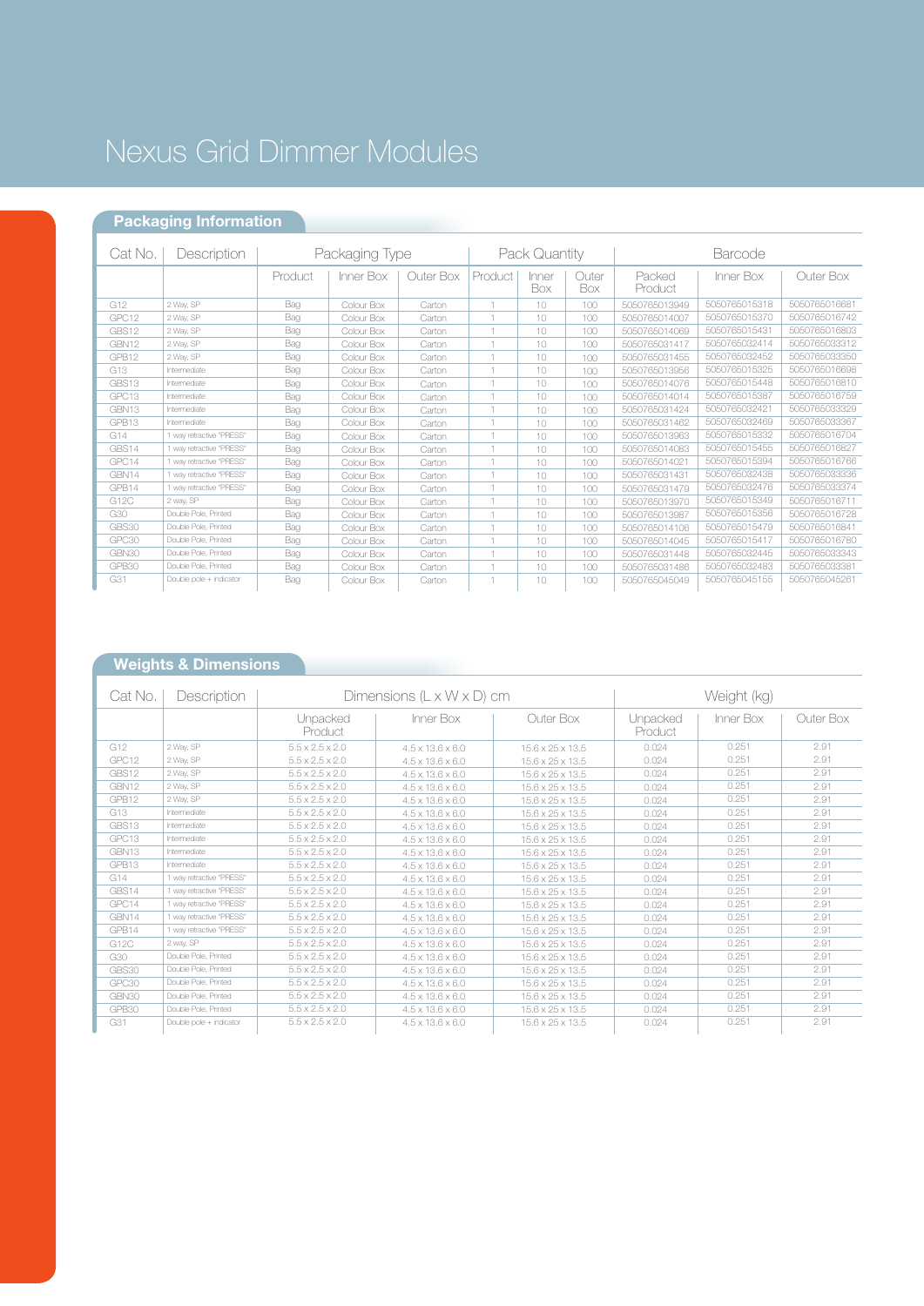# Nexus Grid Dimmer Modules

## Packaging Information

| Cat No. | Description | Packaging Type | | | Pack Quantity | | | Barcode | | |
|---|---|---|---|---|---|---|---|---|---|---|
| | | Product | Inner Box | Outer Box | Product | Inner Box | Outer Box | Packed Product | Inner Box | Outer Box |
| G12 | 2 Way, SP | Bag | Colour Box | Carton | 1 | 10 | 100 | 5050765013949 | 5050765015318 | 5050765016681 |
| GPC12 | 2 Way, SP | Bag | Colour Box | Carton | 1 | 10 | 100 | 5050765014007 | 5050765015370 | 5050765016742 |
| GBS12 | 2 Way, SP | Bag | Colour Box | Carton | 1 | 10 | 100 | 5050765014069 | 5050765015431 | 5050765016803 |
| GBN12 | 2 Way, SP | Bag | Colour Box | Carton | 1 | 10 | 100 | 5050765031417 | 5050765032414 | 5050765033312 |
| GPB12 | 2 Way, SP | Bag | Colour Box | Carton | 1 | 10 | 100 | 5050765031455 | 5050765032452 | 5050765033350 |
| G13 | Intermediate | Bag | Colour Box | Carton | 1 | 10 | 100 | 5050765013956 | 5050765015325 | 5050765016698 |
| GBS13 | Intermediate | Bag | Colour Box | Carton | 1 | 10 | 100 | 5050765014076 | 5050765015448 | 5050765016810 |
| GPC13 | Intermediate | Bag | Colour Box | Carton | 1 | 10 | 100 | 5050765014014 | 5050765015387 | 5050765016759 |
| GBN13 | Intermediate | Bag | Colour Box | Carton | 1 | 10 | 100 | 5050765031424 | 5050765032421 | 5050765033329 |
| GPB13 | Intermediate | Bag | Colour Box | Carton | 1 | 10 | 100 | 5050765031462 | 5050765032469 | 5050765033367 |
| G14 | 1 way retractive "PRESS" | Bag | Colour Box | Carton | 1 | 10 | 100 | 5050765013963 | 5050765015332 | 5050765016704 |
| GBS14 | 1 way retractive "PRESS" | Bag | Colour Box | Carton | 1 | 10 | 100 | 5050765014083 | 5050765015455 | 5050765016827 |
| GPC14 | 1 way retractive "PRESS" | Bag | Colour Box | Carton | 1 | 10 | 100 | 5050765014021 | 5050765015394 | 5050765016766 |
| GBN14 | 1 way retractive "PRESS" | Bag | Colour Box | Carton | 1 | 10 | 100 | 5050765031431 | 5050765032438 | 5050765033336 |
| GPB14 | 1 way retractive "PRESS" | Bag | Colour Box | Carton | 1 | 10 | 100 | 5050765031479 | 5050765032476 | 5050765033374 |
| G12C | 2 way, SP | Bag | Colour Box | Carton | 1 | 10 | 100 | 5050765013970 | 5050765015349 | 5050765016711 |
| G30 | Double Pole, Printed | Bag | Colour Box | Carton | 1 | 10 | 100 | 5050765013987 | 5050765015356 | 5050765016728 |
| GBS30 | Double Pole, Printed | Bag | Colour Box | Carton | 1 | 10 | 100 | 5050765014106 | 5050765015479 | 5050765016841 |
| GPC30 | Double Pole, Printed | Bag | Colour Box | Carton | 1 | 10 | 100 | 5050765014045 | 5050765015417 | 5050765016780 |
| GBN30 | Double Pole, Printed | Bag | Colour Box | Carton | 1 | 10 | 100 | 5050765031448 | 5050765032445 | 5050765033343 |
| GPB30 | Double Pole, Printed | Bag | Colour Box | Carton | 1 | 10 | 100 | 5050765031486 | 5050765032483 | 5050765033381 |
| G31 | Double pole + indicator | Bag | Colour Box | Carton | 1 | 10 | 100 | 5050765045049 | 5050765045155 | 5050765045261 |

## Weights & Dimensions

| Cat No. | Description | Dimensions (L x W x D) cm | | | Weight (kg) | | |
|---|---|---|---|---|---|---|---|
| | | Unpacked Product | Inner Box | Outer Box | Unpacked Product | Inner Box | Outer Box |
| G12 | 2 Way, SP | 5.5 x 2.5 x 2.0 | 4.5 x 13.6 x 6.0 | 15.6 x 25 x 13.5 | 0.024 | 0.251 | 2.91 |
| GPC12 | 2 Way, SP | 5.5 x 2.5 x 2.0 | 4.5 x 13.6 x 6.0 | 15.6 x 25 x 13.5 | 0.024 | 0.251 | 2.91 |
| GBS12 | 2 Way, SP | 5.5 x 2.5 x 2.0 | 4.5 x 13.6 x 6.0 | 15.6 x 25 x 13.5 | 0.024 | 0.251 | 2.91 |
| GBN12 | 2 Way, SP | 5.5 x 2.5 x 2.0 | 4.5 x 13.6 x 6.0 | 15.6 x 25 x 13.5 | 0.024 | 0.251 | 2.91 |
| GPB12 | 2 Way, SP | 5.5 x 2.5 x 2.0 | 4.5 x 13.6 x 6.0 | 15.6 x 25 x 13.5 | 0.024 | 0.251 | 2.91 |
| G13 | Intermediate | 5.5 x 2.5 x 2.0 | 4.5 x 13.6 x 6.0 | 15.6 x 25 x 13.5 | 0.024 | 0.251 | 2.91 |
| GBS13 | Intermediate | 5.5 x 2.5 x 2.0 | 4.5 x 13.6 x 6.0 | 15.6 x 25 x 13.5 | 0.024 | 0.251 | 2.91 |
| GPC13 | Intermediate | 5.5 x 2.5 x 2.0 | 4.5 x 13.6 x 6.0 | 15.6 x 25 x 13.5 | 0.024 | 0.251 | 2.91 |
| GBN13 | Intermediate | 5.5 x 2.5 x 2.0 | 4.5 x 13.6 x 6.0 | 15.6 x 25 x 13.5 | 0.024 | 0.251 | 2.91 |
| GPB13 | Intermediate | 5.5 x 2.5 x 2.0 | 4.5 x 13.6 x 6.0 | 15.6 x 25 x 13.5 | 0.024 | 0.251 | 2.91 |
| G14 | 1 way retractive "PRESS" | 5.5 x 2.5 x 2.0 | 4.5 x 13.6 x 6.0 | 15.6 x 25 x 13.5 | 0.024 | 0.251 | 2.91 |
| GBS14 | 1 way retractive "PRESS" | 5.5 x 2.5 x 2.0 | 4.5 x 13.6 x 6.0 | 15.6 x 25 x 13.5 | 0.024 | 0.251 | 2.91 |
| GPC14 | 1 way retractive "PRESS" | 5.5 x 2.5 x 2.0 | 4.5 x 13.6 x 6.0 | 15.6 x 25 x 13.5 | 0.024 | 0.251 | 2.91 |
| GBN14 | 1 way retractive "PRESS" | 5.5 x 2.5 x 2.0 | 4.5 x 13.6 x 6.0 | 15.6 x 25 x 13.5 | 0.024 | 0.251 | 2.91 |
| GPB14 | 1 way retractive "PRESS" | 5.5 x 2.5 x 2.0 | 4.5 x 13.6 x 6.0 | 15.6 x 25 x 13.5 | 0.024 | 0.251 | 2.91 |
| G12C | 2 way, SP | 5.5 x 2.5 x 2.0 | 4.5 x 13.6 x 6.0 | 15.6 x 25 x 13.5 | 0.024 | 0.251 | 2.91 |
| G30 | Double Pole, Printed | 5.5 x 2.5 x 2.0 | 4.5 x 13.6 x 6.0 | 15.6 x 25 x 13.5 | 0.024 | 0.251 | 2.91 |
| GBS30 | Double Pole, Printed | 5.5 x 2.5 x 2.0 | 4.5 x 13.6 x 6.0 | 15.6 x 25 x 13.5 | 0.024 | 0.251 | 2.91 |
| GPC30 | Double Pole, Printed | 5.5 x 2.5 x 2.0 | 4.5 x 13.6 x 6.0 | 15.6 x 25 x 13.5 | 0.024 | 0.251 | 2.91 |
| GBN30 | Double Pole, Printed | 5.5 x 2.5 x 2.0 | 4.5 x 13.6 x 6.0 | 15.6 x 25 x 13.5 | 0.024 | 0.251 | 2.91 |
| GPB30 | Double Pole, Printed | 5.5 x 2.5 x 2.0 | 4.5 x 13.6 x 6.0 | 15.6 x 25 x 13.5 | 0.024 | 0.251 | 2.91 |
| G31 | Double pole + indicator | 5.5 x 2.5 x 2.0 | 4.5 x 13.6 x 6.0 | 15.6 x 25 x 13.5 | 0.024 | 0.251 | 2.91 |